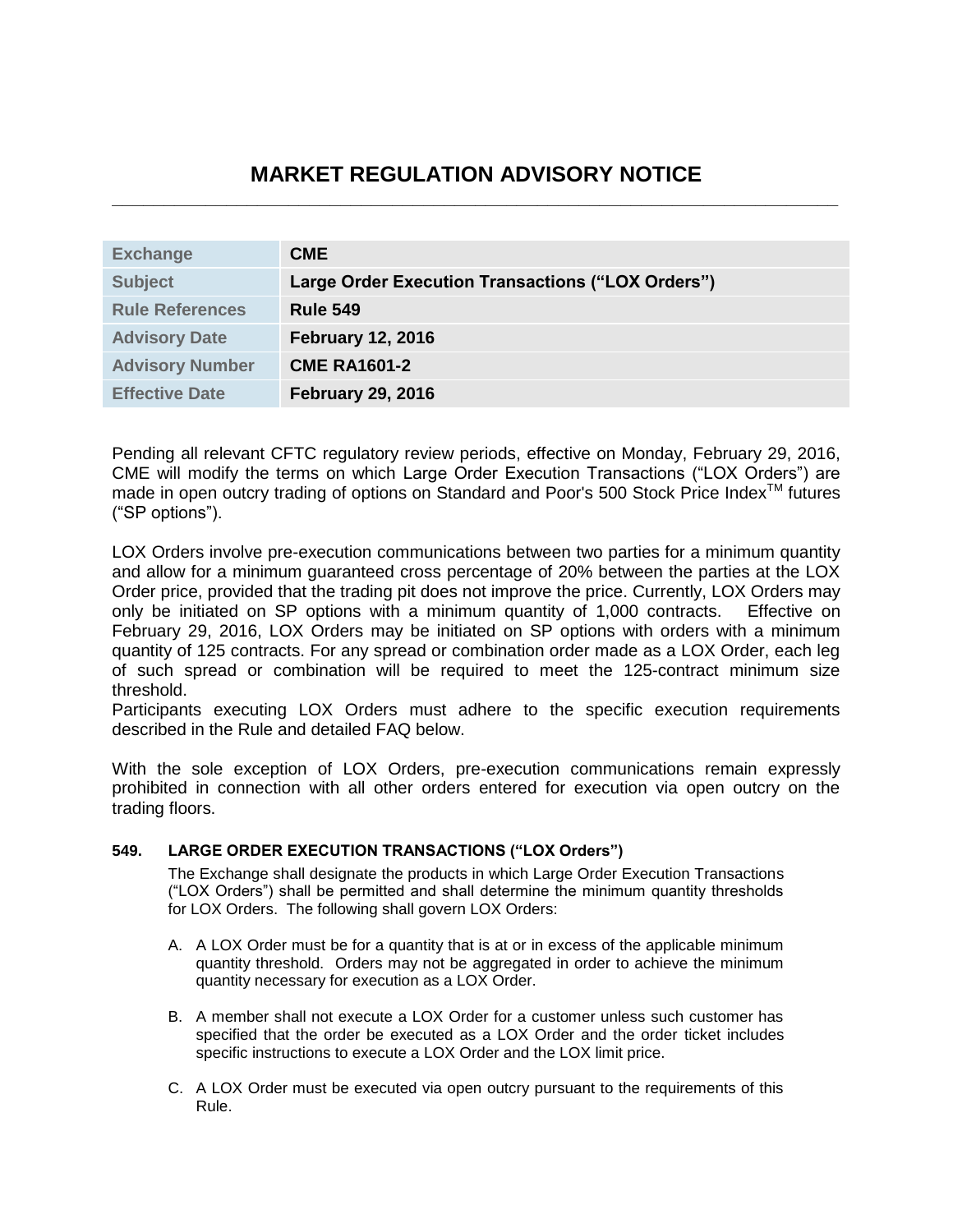# MARKET REGULATION ADVISORY NOTICE

| | |
|---|---|
| **Exchange** | **CME** |
| **Subject** | **Large Order Execution Transactions ("LOX Orders")** |
| **Rule References** | **Rule 549** |
| **Advisory Date** | **February 12, 2016** |
| **Advisory Number** | **CME RA1601-2** |
| **Effective Date** | **February 29, 2016** |

Pending all relevant CFTC regulatory review periods, effective on Monday, February 29, 2016, CME will modify the terms on which Large Order Execution Transactions ("LOX Orders") are made in open outcry trading of options on Standard and Poor's 500 Stock Price Index™ futures ("SP options").

LOX Orders involve pre-execution communications between two parties for a minimum quantity and allow for a minimum guaranteed cross percentage of 20% between the parties at the LOX Order price, provided that the trading pit does not improve the price. Currently, LOX Orders may only be initiated on SP options with a minimum quantity of 1,000 contracts. Effective on February 29, 2016, LOX Orders may be initiated on SP options with orders with a minimum quantity of 125 contracts. For any spread or combination order made as a LOX Order, each leg of such spread or combination will be required to meet the 125-contract minimum size threshold.

Participants executing LOX Orders must adhere to the specific execution requirements described in the Rule and detailed FAQ below.

With the sole exception of LOX Orders, pre-execution communications remain expressly prohibited in connection with all other orders entered for execution via open outcry on the trading floors.

### 549. LARGE ORDER EXECUTION TRANSACTIONS ("LOX Orders")

The Exchange shall designate the products in which Large Order Execution Transactions ("LOX Orders") shall be permitted and shall determine the minimum quantity thresholds for LOX Orders. The following shall govern LOX Orders:

A. A LOX Order must be for a quantity that is at or in excess of the applicable minimum quantity threshold. Orders may not be aggregated in order to achieve the minimum quantity necessary for execution as a LOX Order.

B. A member shall not execute a LOX Order for a customer unless such customer has specified that the order be executed as a LOX Order and the order ticket includes specific instructions to execute a LOX Order and the LOX limit price.

C. A LOX Order must be executed via open outcry pursuant to the requirements of this Rule.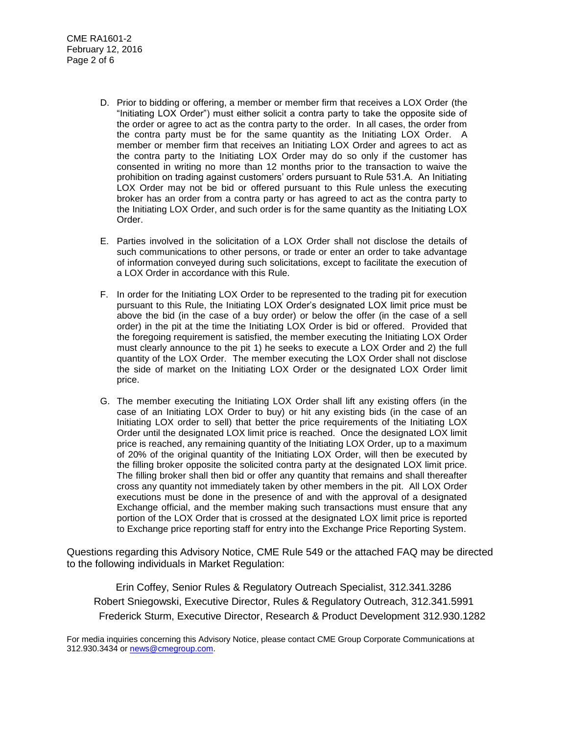D. Prior to bidding or offering, a member or member firm that receives a LOX Order (the "Initiating LOX Order") must either solicit a contra party to take the opposite side of the order or agree to act as the contra party to the order. In all cases, the order from the contra party must be for the same quantity as the Initiating LOX Order. A member or member firm that receives an Initiating LOX Order and agrees to act as the contra party to the Initiating LOX Order may do so only if the customer has consented in writing no more than 12 months prior to the transaction to waive the prohibition on trading against customers' orders pursuant to Rule 531.A. An Initiating LOX Order may not be bid or offered pursuant to this Rule unless the executing broker has an order from a contra party or has agreed to act as the contra party to the Initiating LOX Order, and such order is for the same quantity as the Initiating LOX Order.

E. Parties involved in the solicitation of a LOX Order shall not disclose the details of such communications to other persons, or trade or enter an order to take advantage of information conveyed during such solicitations, except to facilitate the execution of a LOX Order in accordance with this Rule.

F. In order for the Initiating LOX Order to be represented to the trading pit for execution pursuant to this Rule, the Initiating LOX Order's designated LOX limit price must be above the bid (in the case of a buy order) or below the offer (in the case of a sell order) in the pit at the time the Initiating LOX Order is bid or offered. Provided that the foregoing requirement is satisfied, the member executing the Initiating LOX Order must clearly announce to the pit 1) he seeks to execute a LOX Order and 2) the full quantity of the LOX Order. The member executing the LOX Order shall not disclose the side of market on the Initiating LOX Order or the designated LOX Order limit price.

G. The member executing the Initiating LOX Order shall lift any existing offers (in the case of an Initiating LOX Order to buy) or hit any existing bids (in the case of an Initiating LOX order to sell) that better the price requirements of the Initiating LOX Order until the designated LOX limit price is reached. Once the designated LOX limit price is reached, any remaining quantity of the Initiating LOX Order, up to a maximum of 20% of the original quantity of the Initiating LOX Order, will then be executed by the filling broker opposite the solicited contra party at the designated LOX limit price. The filling broker shall then bid or offer any quantity that remains and shall thereafter cross any quantity not immediately taken by other members in the pit. All LOX Order executions must be done in the presence of and with the approval of a designated Exchange official, and the member making such transactions must ensure that any portion of the LOX Order that is crossed at the designated LOX limit price is reported to Exchange price reporting staff for entry into the Exchange Price Reporting System.

Questions regarding this Advisory Notice, CME Rule 549 or the attached FAQ may be directed to the following individuals in Market Regulation:

Erin Coffey, Senior Rules & Regulatory Outreach Specialist, 312.341.3286
Robert Sniegowski, Executive Director, Rules & Regulatory Outreach, 312.341.5991
Frederick Sturm, Executive Director, Research & Product Development 312.930.1282

For media inquiries concerning this Advisory Notice, please contact CME Group Corporate Communications at 312.930.3434 or news@cmegroup.com.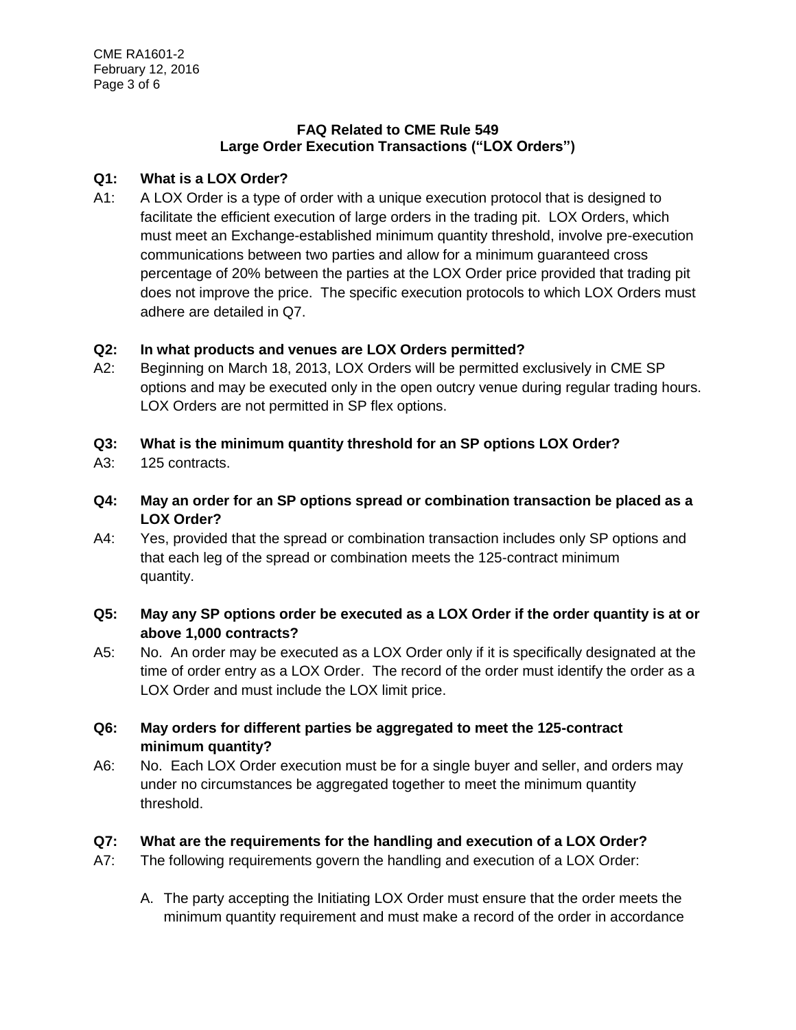## FAQ Related to CME Rule 549
## Large Order Execution Transactions ("LOX Orders")

**Q1: What is a LOX Order?**

A1: A LOX Order is a type of order with a unique execution protocol that is designed to facilitate the efficient execution of large orders in the trading pit. LOX Orders, which must meet an Exchange-established minimum quantity threshold, involve pre-execution communications between two parties and allow for a minimum guaranteed cross percentage of 20% between the parties at the LOX Order price provided that trading pit does not improve the price. The specific execution protocols to which LOX Orders must adhere are detailed in Q7.

**Q2: In what products and venues are LOX Orders permitted?**

A2: Beginning on March 18, 2013, LOX Orders will be permitted exclusively in CME SP options and may be executed only in the open outcry venue during regular trading hours. LOX Orders are not permitted in SP flex options.

**Q3: What is the minimum quantity threshold for an SP options LOX Order?**

A3: 125 contracts.

**Q4: May an order for an SP options spread or combination transaction be placed as a LOX Order?**

A4: Yes, provided that the spread or combination transaction includes only SP options and that each leg of the spread or combination meets the 125-contract minimum quantity.

**Q5: May any SP options order be executed as a LOX Order if the order quantity is at or above 1,000 contracts?**

A5: No. An order may be executed as a LOX Order only if it is specifically designated at the time of order entry as a LOX Order. The record of the order must identify the order as a LOX Order and must include the LOX limit price.

**Q6: May orders for different parties be aggregated to meet the 125-contract minimum quantity?**

A6: No. Each LOX Order execution must be for a single buyer and seller, and orders may under no circumstances be aggregated together to meet the minimum quantity threshold.

**Q7: What are the requirements for the handling and execution of a LOX Order?**

A7: The following requirements govern the handling and execution of a LOX Order:

A. The party accepting the Initiating LOX Order must ensure that the order meets the minimum quantity requirement and must make a record of the order in accordance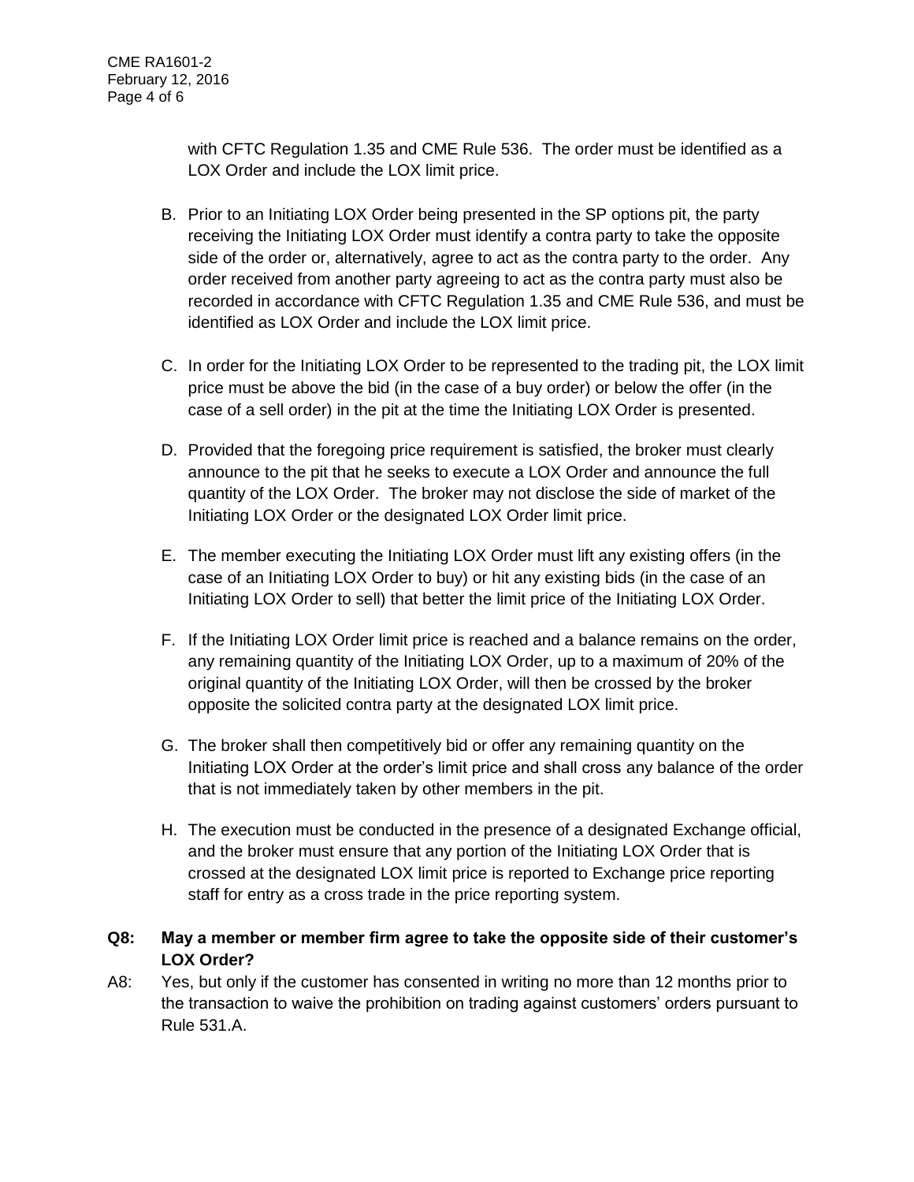with CFTC Regulation 1.35 and CME Rule 536. The order must be identified as a LOX Order and include the LOX limit price.

B. Prior to an Initiating LOX Order being presented in the SP options pit, the party receiving the Initiating LOX Order must identify a contra party to take the opposite side of the order or, alternatively, agree to act as the contra party to the order. Any order received from another party agreeing to act as the contra party must also be recorded in accordance with CFTC Regulation 1.35 and CME Rule 536, and must be identified as LOX Order and include the LOX limit price.

C. In order for the Initiating LOX Order to be represented to the trading pit, the LOX limit price must be above the bid (in the case of a buy order) or below the offer (in the case of a sell order) in the pit at the time the Initiating LOX Order is presented.

D. Provided that the foregoing price requirement is satisfied, the broker must clearly announce to the pit that he seeks to execute a LOX Order and announce the full quantity of the LOX Order. The broker may not disclose the side of market of the Initiating LOX Order or the designated LOX Order limit price.

E. The member executing the Initiating LOX Order must lift any existing offers (in the case of an Initiating LOX Order to buy) or hit any existing bids (in the case of an Initiating LOX Order to sell) that better the limit price of the Initiating LOX Order.

F. If the Initiating LOX Order limit price is reached and a balance remains on the order, any remaining quantity of the Initiating LOX Order, up to a maximum of 20% of the original quantity of the Initiating LOX Order, will then be crossed by the broker opposite the solicited contra party at the designated LOX limit price.

G. The broker shall then competitively bid or offer any remaining quantity on the Initiating LOX Order at the order's limit price and shall cross any balance of the order that is not immediately taken by other members in the pit.

H. The execution must be conducted in the presence of a designated Exchange official, and the broker must ensure that any portion of the Initiating LOX Order that is crossed at the designated LOX limit price is reported to Exchange price reporting staff for entry as a cross trade in the price reporting system.

**Q8: May a member or member firm agree to take the opposite side of their customer's LOX Order?**

A8: Yes, but only if the customer has consented in writing no more than 12 months prior to the transaction to waive the prohibition on trading against customers' orders pursuant to Rule 531.A.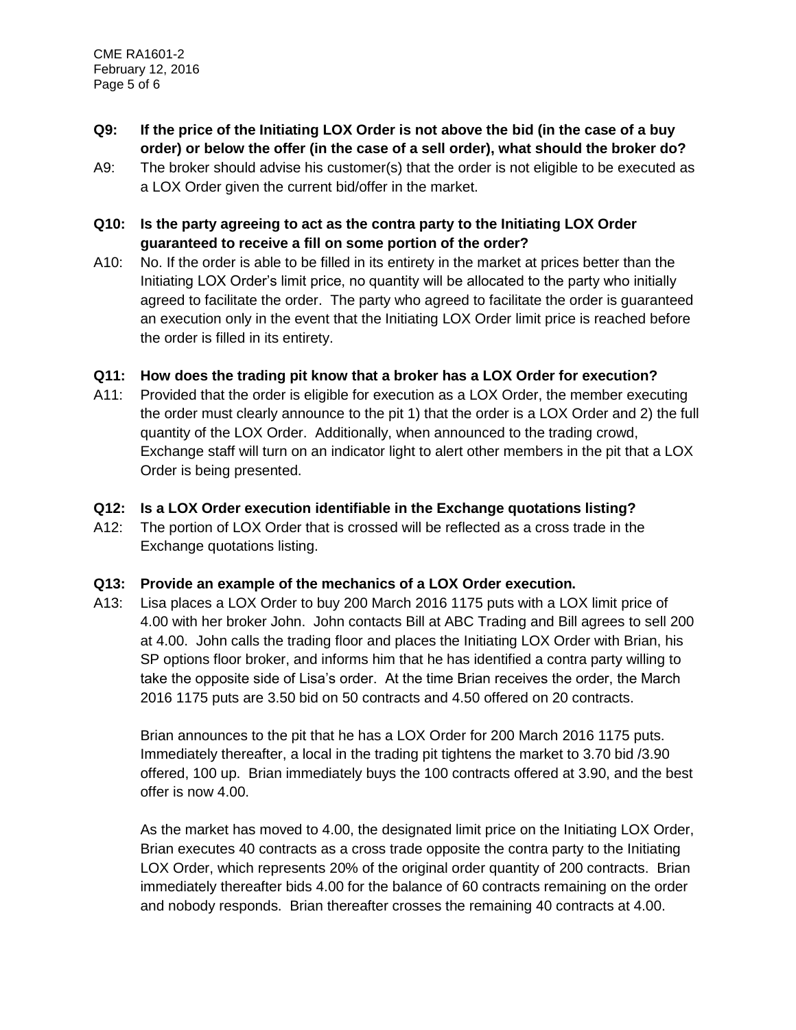**Q9: If the price of the Initiating LOX Order is not above the bid (in the case of a buy order) or below the offer (in the case of a sell order), what should the broker do?**

A9: The broker should advise his customer(s) that the order is not eligible to be executed as a LOX Order given the current bid/offer in the market.

**Q10: Is the party agreeing to act as the contra party to the Initiating LOX Order guaranteed to receive a fill on some portion of the order?**

A10: No. If the order is able to be filled in its entirety in the market at prices better than the Initiating LOX Order's limit price, no quantity will be allocated to the party who initially agreed to facilitate the order. The party who agreed to facilitate the order is guaranteed an execution only in the event that the Initiating LOX Order limit price is reached before the order is filled in its entirety.

**Q11: How does the trading pit know that a broker has a LOX Order for execution?**

A11: Provided that the order is eligible for execution as a LOX Order, the member executing the order must clearly announce to the pit 1) that the order is a LOX Order and 2) the full quantity of the LOX Order. Additionally, when announced to the trading crowd, Exchange staff will turn on an indicator light to alert other members in the pit that a LOX Order is being presented.

**Q12: Is a LOX Order execution identifiable in the Exchange quotations listing?**

A12: The portion of LOX Order that is crossed will be reflected as a cross trade in the Exchange quotations listing.

**Q13: Provide an example of the mechanics of a LOX Order execution.**

A13: Lisa places a LOX Order to buy 200 March 2016 1175 puts with a LOX limit price of 4.00 with her broker John. John contacts Bill at ABC Trading and Bill agrees to sell 200 at 4.00. John calls the trading floor and places the Initiating LOX Order with Brian, his SP options floor broker, and informs him that he has identified a contra party willing to take the opposite side of Lisa's order. At the time Brian receives the order, the March 2016 1175 puts are 3.50 bid on 50 contracts and 4.50 offered on 20 contracts.

Brian announces to the pit that he has a LOX Order for 200 March 2016 1175 puts. Immediately thereafter, a local in the trading pit tightens the market to 3.70 bid /3.90 offered, 100 up. Brian immediately buys the 100 contracts offered at 3.90, and the best offer is now 4.00.

As the market has moved to 4.00, the designated limit price on the Initiating LOX Order, Brian executes 40 contracts as a cross trade opposite the contra party to the Initiating LOX Order, which represents 20% of the original order quantity of 200 contracts. Brian immediately thereafter bids 4.00 for the balance of 60 contracts remaining on the order and nobody responds. Brian thereafter crosses the remaining 40 contracts at 4.00.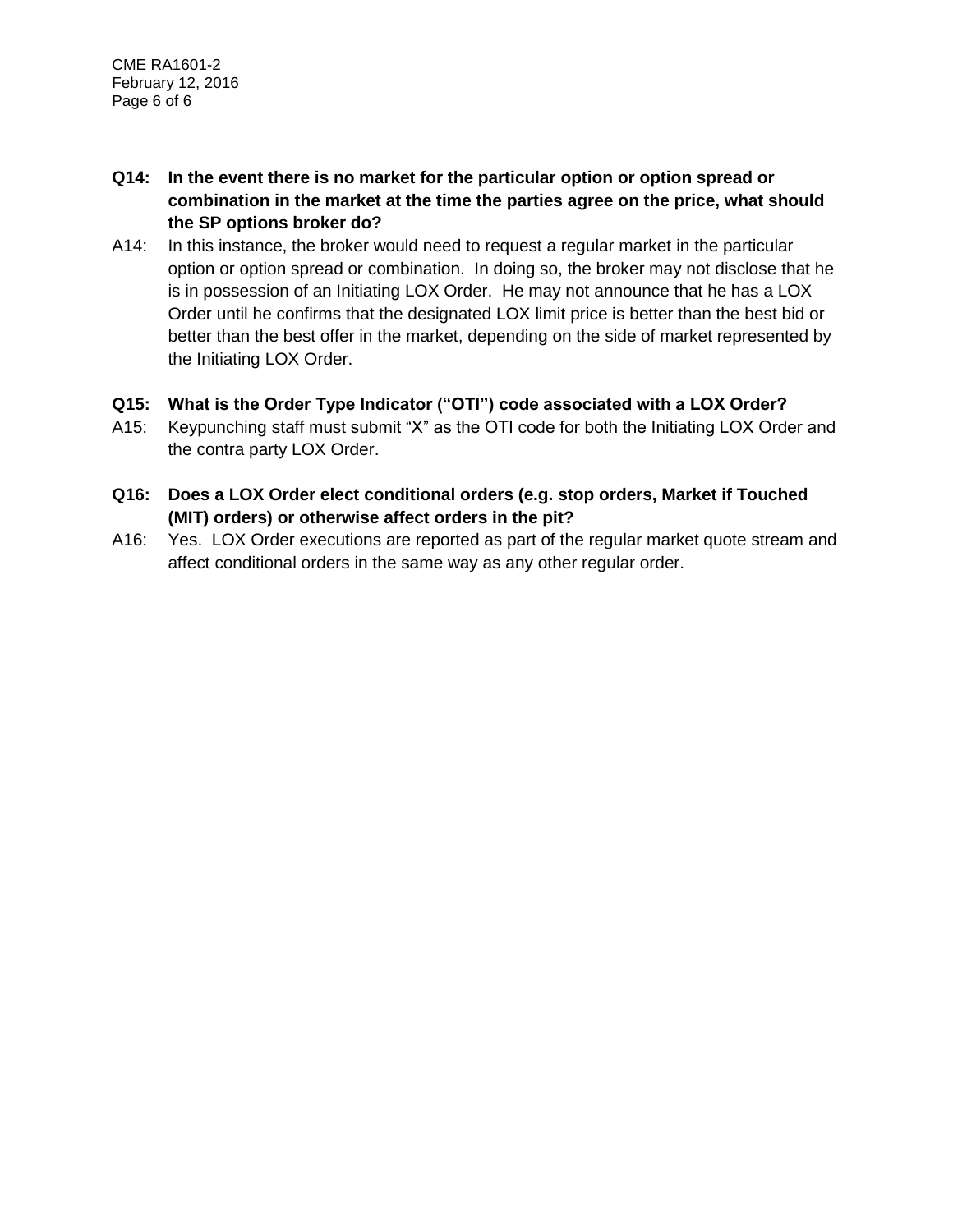**Q14: In the event there is no market for the particular option or option spread or combination in the market at the time the parties agree on the price, what should the SP options broker do?**

A14: In this instance, the broker would need to request a regular market in the particular option or option spread or combination. In doing so, the broker may not disclose that he is in possession of an Initiating LOX Order. He may not announce that he has a LOX Order until he confirms that the designated LOX limit price is better than the best bid or better than the best offer in the market, depending on the side of market represented by the Initiating LOX Order.

**Q15: What is the Order Type Indicator ("OTI") code associated with a LOX Order?**

A15: Keypunching staff must submit "X" as the OTI code for both the Initiating LOX Order and the contra party LOX Order.

**Q16: Does a LOX Order elect conditional orders (e.g. stop orders, Market if Touched (MIT) orders) or otherwise affect orders in the pit?**

A16: Yes. LOX Order executions are reported as part of the regular market quote stream and affect conditional orders in the same way as any other regular order.